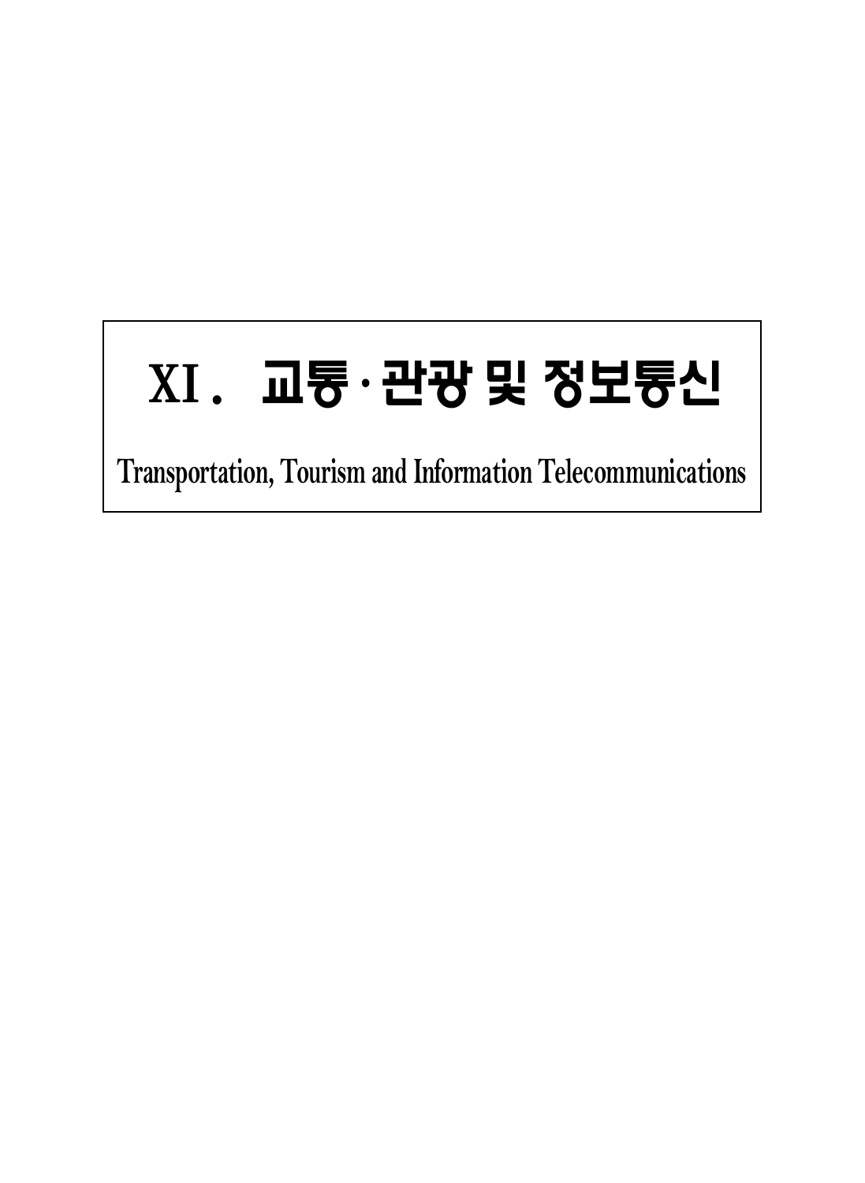# XI. 교통·관광 및 정보통신

**Transportation, Tourism and Information Telecommunications**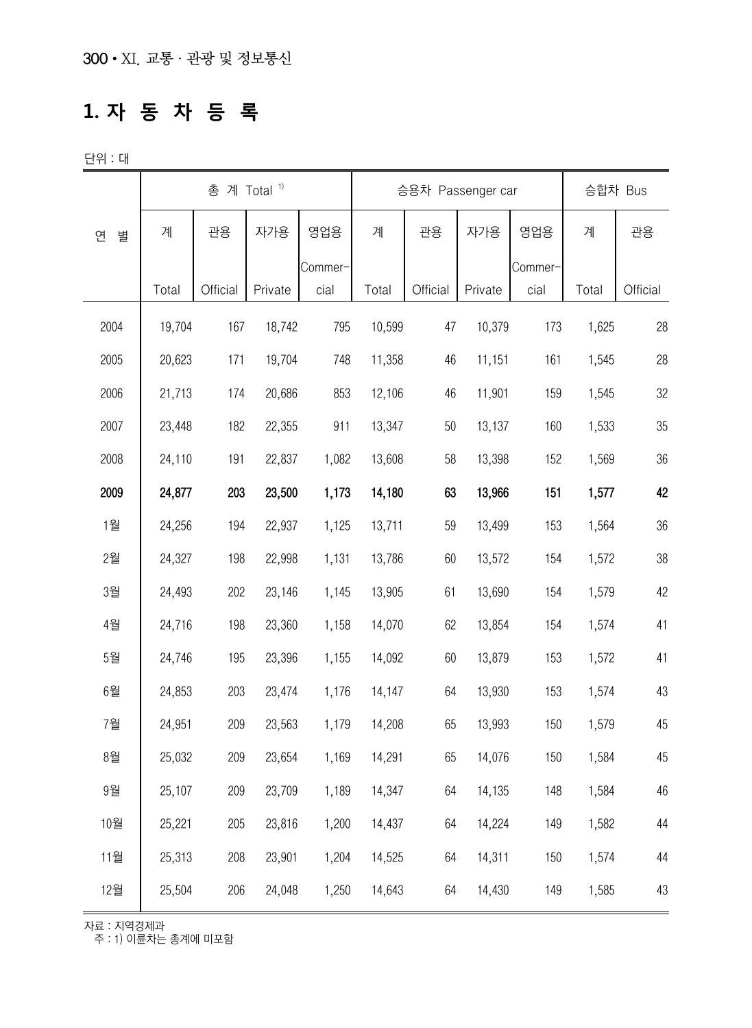# 1. 자 동 차 등 록

단위 : 대

| 연 별 | 총 계 Total [1) ] | | | | 승용차 Passenger car | | | | 승합차 Bus | |
|---|---|---|---|---|---|---|---|---|---|---|
| | 계 Total | 관용 Official | 자가용 Private | 영업용 Commer-cial | 계 Total | 관용 Official | 자가용 Private | 영업용 Commer-cial | 계 Total | 관용 Official |
| 2004 | 19,704 | 167 | 18,742 | 795 | 10,599 | 47 | 10,379 | 173 | 1,625 | 28 |
| 2005 | 20,623 | 171 | 19,704 | 748 | 11,358 | 46 | 11,151 | 161 | 1,545 | 28 |
| 2006 | 21,713 | 174 | 20,686 | 853 | 12,106 | 46 | 11,901 | 159 | 1,545 | 32 |
| 2007 | 23,448 | 182 | 22,355 | 911 | 13,347 | 50 | 13,137 | 160 | 1,533 | 35 |
| 2008 | 24,110 | 191 | 22,837 | 1,082 | 13,608 | 58 | 13,398 | 152 | 1,569 | 36 |
| **2009** | **24,877** | **203** | **23,500** | **1,173** | **14,180** | **63** | **13,966** | **151** | **1,577** | **42** |
| 1월 | 24,256 | 194 | 22,937 | 1,125 | 13,711 | 59 | 13,499 | 153 | 1,564 | 36 |
| 2월 | 24,327 | 198 | 22,998 | 1,131 | 13,786 | 60 | 13,572 | 154 | 1,572 | 38 |
| 3월 | 24,493 | 202 | 23,146 | 1,145 | 13,905 | 61 | 13,690 | 154 | 1,579 | 42 |
| 4월 | 24,716 | 198 | 23,360 | 1,158 | 14,070 | 62 | 13,854 | 154 | 1,574 | 41 |
| 5월 | 24,746 | 195 | 23,396 | 1,155 | 14,092 | 60 | 13,879 | 153 | 1,572 | 41 |
| 6월 | 24,853 | 203 | 23,474 | 1,176 | 14,147 | 64 | 13,930 | 153 | 1,574 | 43 |
| 7월 | 24,951 | 209 | 23,563 | 1,179 | 14,208 | 65 | 13,993 | 150 | 1,579 | 45 |
| 8월 | 25,032 | 209 | 23,654 | 1,169 | 14,291 | 65 | 14,076 | 150 | 1,584 | 45 |
| 9월 | 25,107 | 209 | 23,709 | 1,189 | 14,347 | 64 | 14,135 | 148 | 1,584 | 46 |
| 10월 | 25,221 | 205 | 23,816 | 1,200 | 14,437 | 64 | 14,224 | 149 | 1,582 | 44 |
| 11월 | 25,313 | 208 | 23,901 | 1,204 | 14,525 | 64 | 14,311 | 150 | 1,574 | 44 |
| 12월 | 25,504 | 206 | 24,048 | 1,250 | 14,643 | 64 | 14,430 | 149 | 1,585 | 43 |

자료 : 지역경제과

주 : 1) 이륜차는 총계에 미포함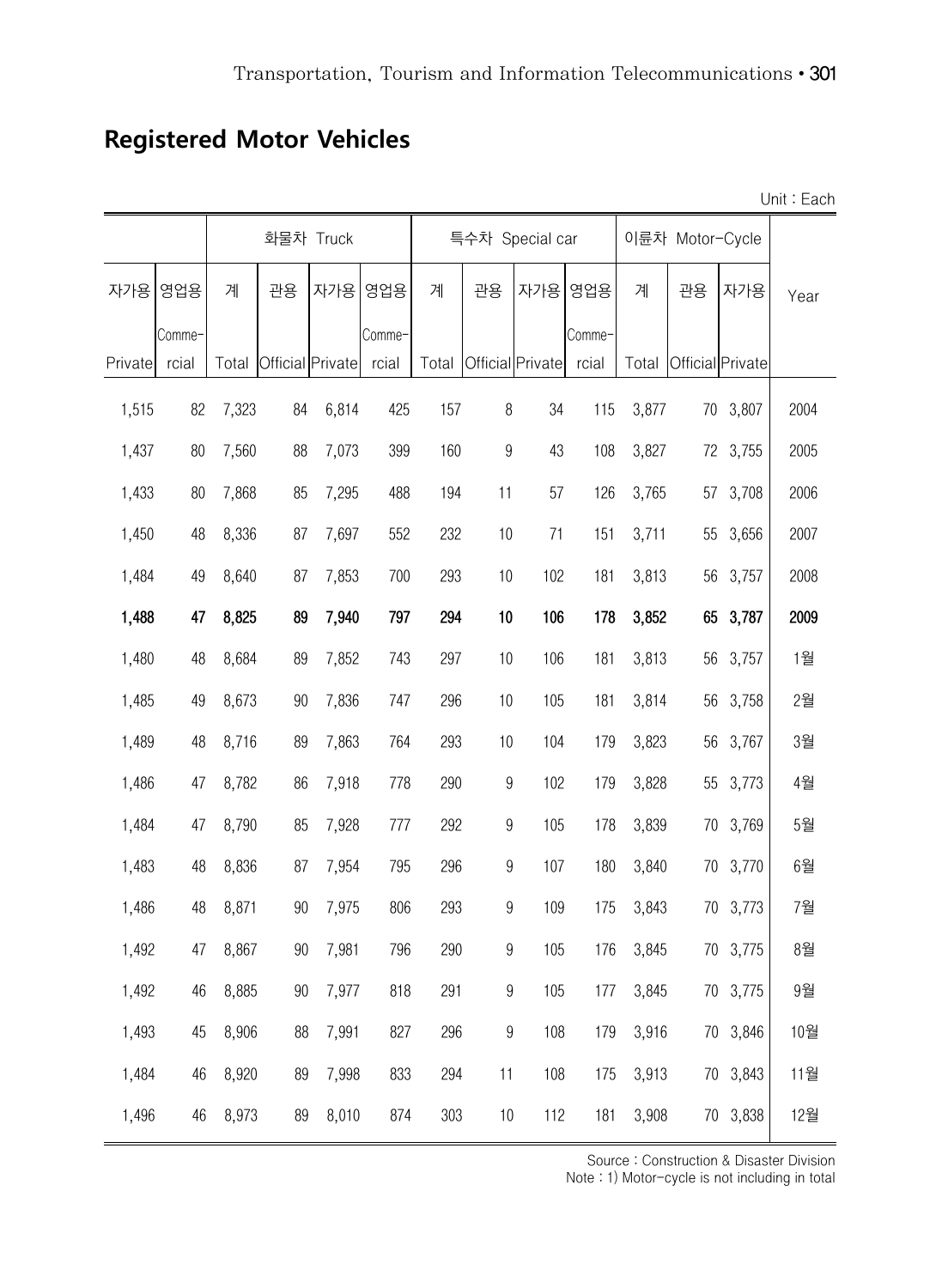## Registered Motor Vehicles

Unit : Each

| 자가용 Private | 영업용 Commercial | 화물차 Truck 계 Total | 관용 Official | 자가용 Private | 영업용 Commercial | 특수차 Special car 계 Total | 관용 Official | 자가용 Private | 영업용 Commercial | 이륜차 Motor-Cycle 계 Total | 관용 Official | 자가용 Private | Year |
|---|---|---|---|---|---|---|---|---|---|---|---|---|---|
| 1,515 | 82 | 7,323 | 84 | 6,814 | 425 | 157 | 8 | 34 | 115 | 3,877 | 70 | 3,807 | 2004 |
| 1,437 | 80 | 7,560 | 88 | 7,073 | 399 | 160 | 9 | 43 | 108 | 3,827 | 72 | 3,755 | 2005 |
| 1,433 | 80 | 7,868 | 85 | 7,295 | 488 | 194 | 11 | 57 | 126 | 3,765 | 57 | 3,708 | 2006 |
| 1,450 | 48 | 8,336 | 87 | 7,697 | 552 | 232 | 10 | 71 | 151 | 3,711 | 55 | 3,656 | 2007 |
| 1,484 | 49 | 8,640 | 87 | 7,853 | 700 | 293 | 10 | 102 | 181 | 3,813 | 56 | 3,757 | 2008 |
| **1,488** | **47** | **8,825** | **89** | **7,940** | **797** | **294** | **10** | **106** | **178** | **3,852** | **65** | **3,787** | **2009** |
| 1,480 | 48 | 8,684 | 89 | 7,852 | 743 | 297 | 10 | 106 | 181 | 3,813 | 56 | 3,757 | 1월 |
| 1,485 | 49 | 8,673 | 90 | 7,836 | 747 | 296 | 10 | 105 | 181 | 3,814 | 56 | 3,758 | 2월 |
| 1,489 | 48 | 8,716 | 89 | 7,863 | 764 | 293 | 10 | 104 | 179 | 3,823 | 56 | 3,767 | 3월 |
| 1,486 | 47 | 8,782 | 86 | 7,918 | 778 | 290 | 9 | 102 | 179 | 3,828 | 55 | 3,773 | 4월 |
| 1,484 | 47 | 8,790 | 85 | 7,928 | 777 | 292 | 9 | 105 | 178 | 3,839 | 70 | 3,769 | 5월 |
| 1,483 | 48 | 8,836 | 87 | 7,954 | 795 | 296 | 9 | 107 | 180 | 3,840 | 70 | 3,770 | 6월 |
| 1,486 | 48 | 8,871 | 90 | 7,975 | 806 | 293 | 9 | 109 | 175 | 3,843 | 70 | 3,773 | 7월 |
| 1,492 | 47 | 8,867 | 90 | 7,981 | 796 | 290 | 9 | 105 | 176 | 3,845 | 70 | 3,775 | 8월 |
| 1,492 | 46 | 8,885 | 90 | 7,977 | 818 | 291 | 9 | 105 | 177 | 3,845 | 70 | 3,775 | 9월 |
| 1,493 | 45 | 8,906 | 88 | 7,991 | 827 | 296 | 9 | 108 | 179 | 3,916 | 70 | 3,846 | 10월 |
| 1,484 | 46 | 8,920 | 89 | 7,998 | 833 | 294 | 11 | 108 | 175 | 3,913 | 70 | 3,843 | 11월 |
| 1,496 | 46 | 8,973 | 89 | 8,010 | 874 | 303 | 10 | 112 | 181 | 3,908 | 70 | 3,838 | 12월 |

Source : Construction & Disaster Division
Note : 1) Motor-cycle is not including in total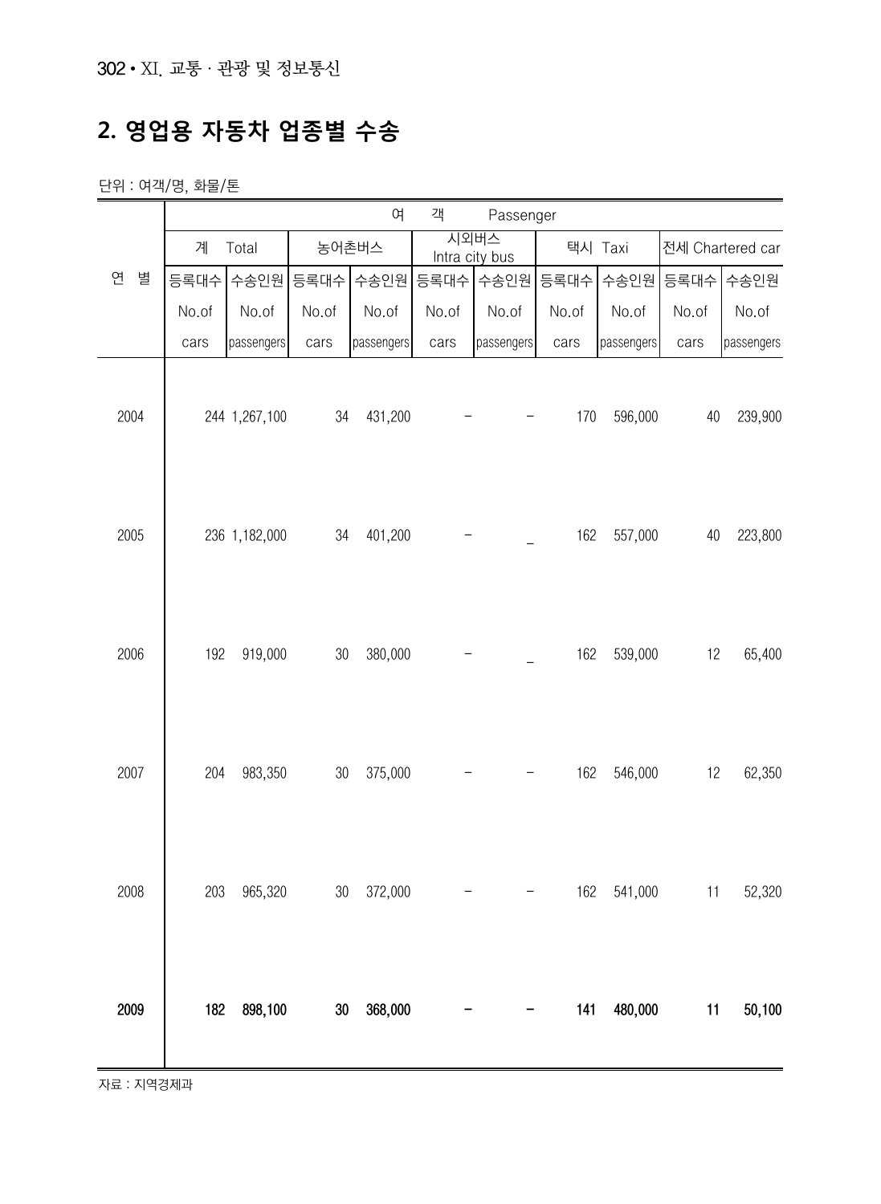## 2. 영업용 자동차 업종별 수송

단위 : 여객/명, 화물/톤

| 연 별 | 여 객 Passenger | | | | | | | | | |
|---|---|---|---|---|---|---|---|---|---|---|
| | 계 Total | | 농어촌버스 | | 시외버스 Intra city bus | | 택시 Taxi | | 전세 Chartered car | |
| | 등록대수 No.of cars | 수송인원 No.of passengers | 등록대수 No.of cars | 수송인원 No.of passengers | 등록대수 No.of cars | 수송인원 No.of passengers | 등록대수 No.of cars | 수송인원 No.of passengers | 등록대수 No.of cars | 수송인원 No.of passengers |
| 2004 | 244 | 1,267,100 | 34 | 431,200 | - | - | 170 | 596,000 | 40 | 239,900 |
| 2005 | 236 | 1,182,000 | 34 | 401,200 | - | _ | 162 | 557,000 | 40 | 223,800 |
| 2006 | 192 | 919,000 | 30 | 380,000 | - | _ | 162 | 539,000 | 12 | 65,400 |
| 2007 | 204 | 983,350 | 30 | 375,000 | - | - | 162 | 546,000 | 12 | 62,350 |
| 2008 | 203 | 965,320 | 30 | 372,000 | - | - | 162 | 541,000 | 11 | 52,320 |
| **2009** | **182** | **898,100** | **30** | **368,000** | **-** | **-** | **141** | **480,000** | **11** | **50,100** |

자료 : 지역경제과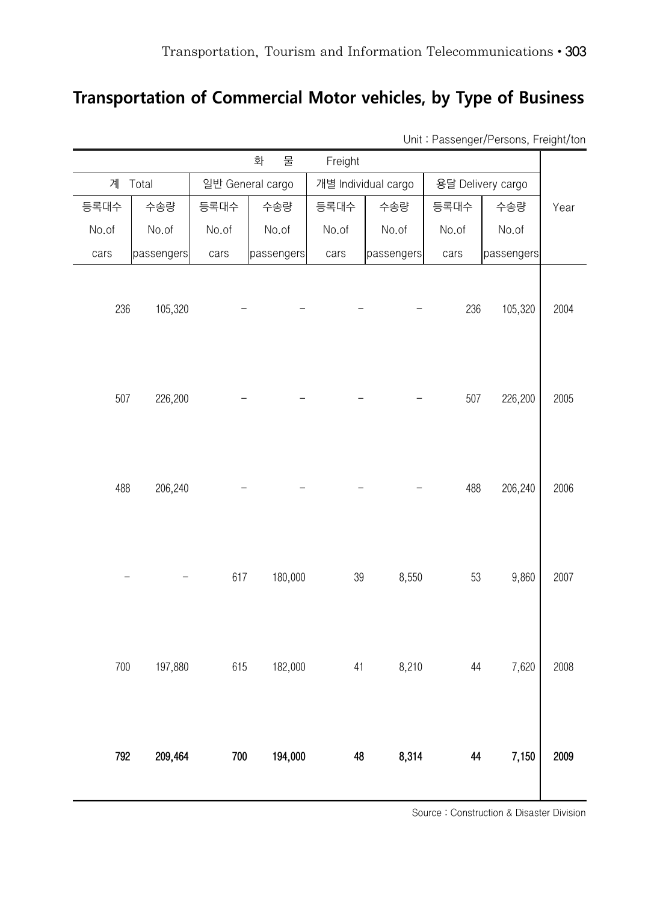# Transportation of Commercial Motor vehicles, by Type of Business

Unit : Passenger/Persons, Freight/ton

| 화 물 Freight | | | | | | | | Year |
|---|---|---|---|---|---|---|---|---|
| 계 Total | | 일반 General cargo | | 개별 Individual cargo | | 용달 Delivery cargo | | |
| 등록대수 No.of cars | 수송량 No.of passengers | 등록대수 No.of cars | 수송량 No.of passengers | 등록대수 No.of cars | 수송량 No.of passengers | 등록대수 No.of cars | 수송량 No.of passengers | |
| 236 | 105,320 | - | - | - | - | 236 | 105,320 | 2004 |
| 507 | 226,200 | - | - | - | - | 507 | 226,200 | 2005 |
| 488 | 206,240 | - | - | - | - | 488 | 206,240 | 2006 |
| - | - | 617 | 180,000 | 39 | 8,550 | 53 | 9,860 | 2007 |
| 700 | 197,880 | 615 | 182,000 | 41 | 8,210 | 44 | 7,620 | 2008 |
| **792** | **209,464** | **700** | **194,000** | **48** | **8,314** | **44** | **7,150** | **2009** |

Source : Construction & Disaster Division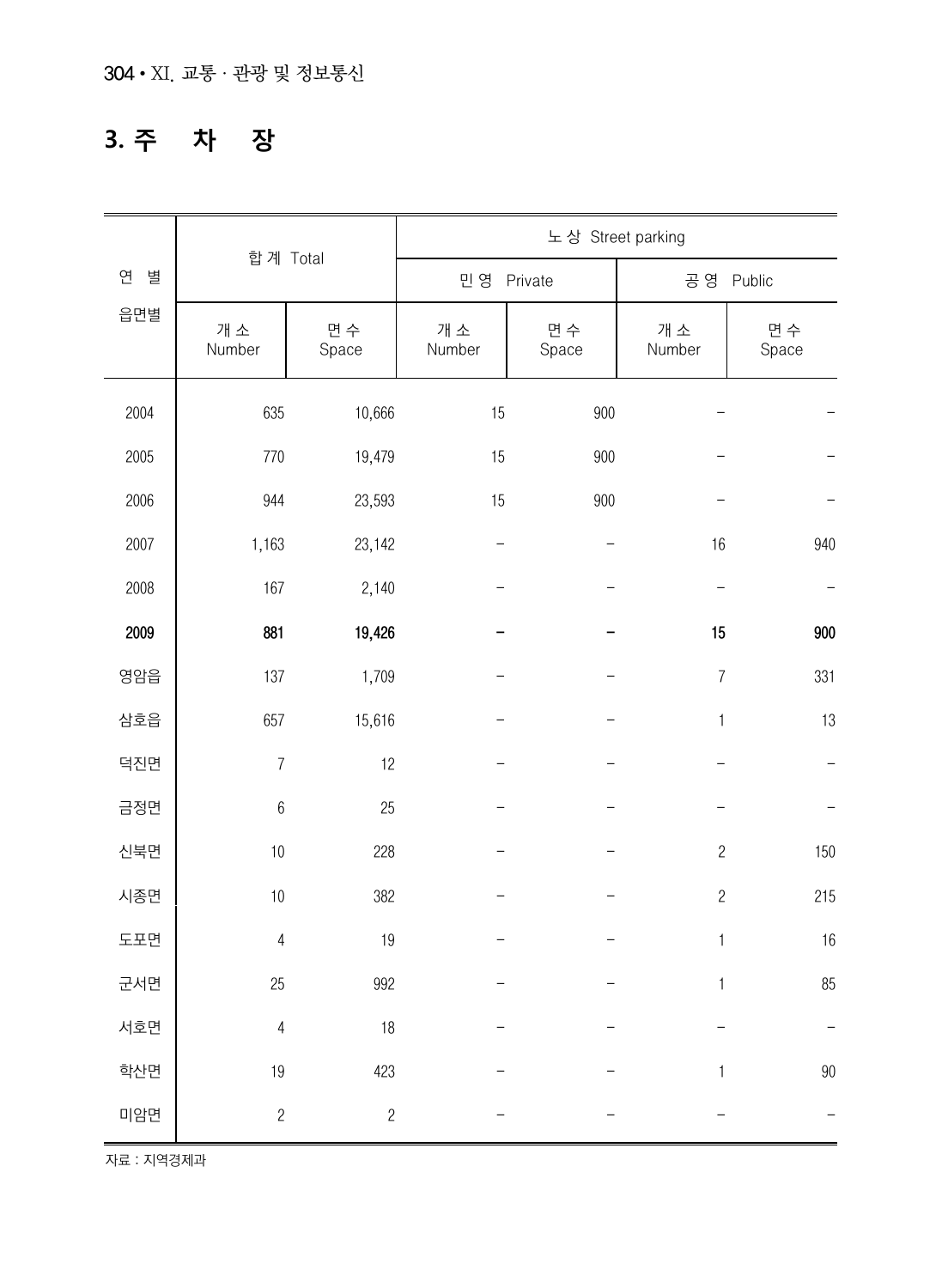## 3. 주 차 장

| 연 별<br>읍면별 | 합계 Total | | 노상 Street parking | | | |
|---|---|---|---|---|---|---|
| | | | 민영 Private | | 공영 Public | |
| | 개소<br>Number | 면수<br>Space | 개소<br>Number | 면수<br>Space | 개소<br>Number | 면수<br>Space |
| 2004 | 635 | 10,666 | 15 | 900 | – | – |
| 2005 | 770 | 19,479 | 15 | 900 | – | – |
| 2006 | 944 | 23,593 | 15 | 900 | – | – |
| 2007 | 1,163 | 23,142 | – | – | 16 | 940 |
| 2008 | 167 | 2,140 | – | – | – | – |
| **2009** | **881** | **19,426** | **–** | **–** | **15** | **900** |
| 영암읍 | 137 | 1,709 | – | – | 7 | 331 |
| 삼호읍 | 657 | 15,616 | – | – | 1 | 13 |
| 덕진면 | 7 | 12 | – | – | – | – |
| 금정면 | 6 | 25 | – | – | – | – |
| 신북면 | 10 | 228 | – | – | 2 | 150 |
| 시종면 | 10 | 382 | – | – | 2 | 215 |
| 도포면 | 4 | 19 | – | – | 1 | 16 |
| 군서면 | 25 | 992 | – | – | 1 | 85 |
| 서호면 | 4 | 18 | – | – | – | – |
| 학산면 | 19 | 423 | – | – | 1 | 90 |
| 미암면 | 2 | 2 | – | – | – | – |

자료 : 지역경제과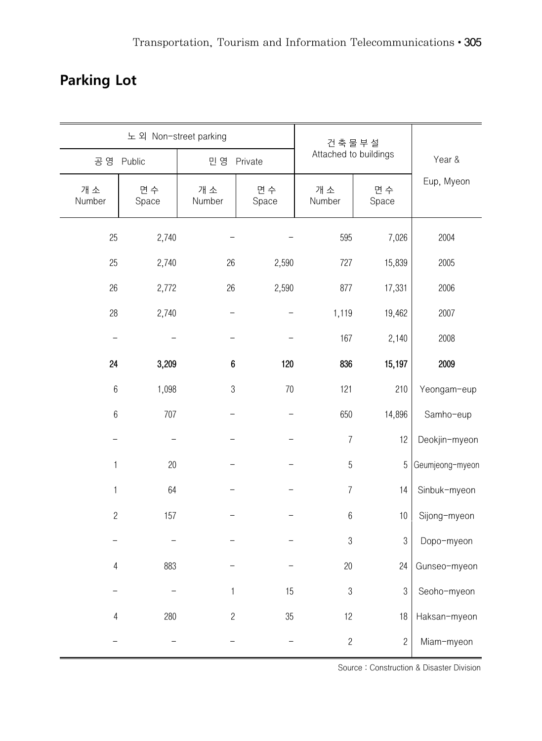## Parking Lot

| 노 외 Non-street parking | | | | 건축물부설 Attached to buildings | | Year & Eup, Myeon |
|---|---|---|---|---|---|---|
| 공 영 Public | | 민 영 Private | | | | |
| 개 소 Number | 면 수 Space | 개 소 Number | 면 수 Space | 개 소 Number | 면 수 Space | |
| 25 | 2,740 | - | - | 595 | 7,026 | 2004 |
| 25 | 2,740 | 26 | 2,590 | 727 | 15,839 | 2005 |
| 26 | 2,772 | 26 | 2,590 | 877 | 17,331 | 2006 |
| 28 | 2,740 | - | - | 1,119 | 19,462 | 2007 |
| - | - | - | - | 167 | 2,140 | 2008 |
| **24** | **3,209** | **6** | **120** | **836** | **15,197** | **2009** |
| 6 | 1,098 | 3 | 70 | 121 | 210 | Yeongam-eup |
| 6 | 707 | - | - | 650 | 14,896 | Samho-eup |
| - | - | - | - | 7 | 12 | Deokjin-myeon |
| 1 | 20 | - | - | 5 | 5 | Geumjeong-myeon |
| 1 | 64 | - | - | 7 | 14 | Sinbuk-myeon |
| 2 | 157 | - | - | 6 | 10 | Sijong-myeon |
| - | - | - | - | 3 | 3 | Dopo-myeon |
| 4 | 883 | - | - | 20 | 24 | Gunseo-myeon |
| - | - | 1 | 15 | 3 | 3 | Seoho-myeon |
| 4 | 280 | 2 | 35 | 12 | 18 | Haksan-myeon |
| - | - | - | - | 2 | 2 | Miam-myeon |

Source : Construction & Disaster Division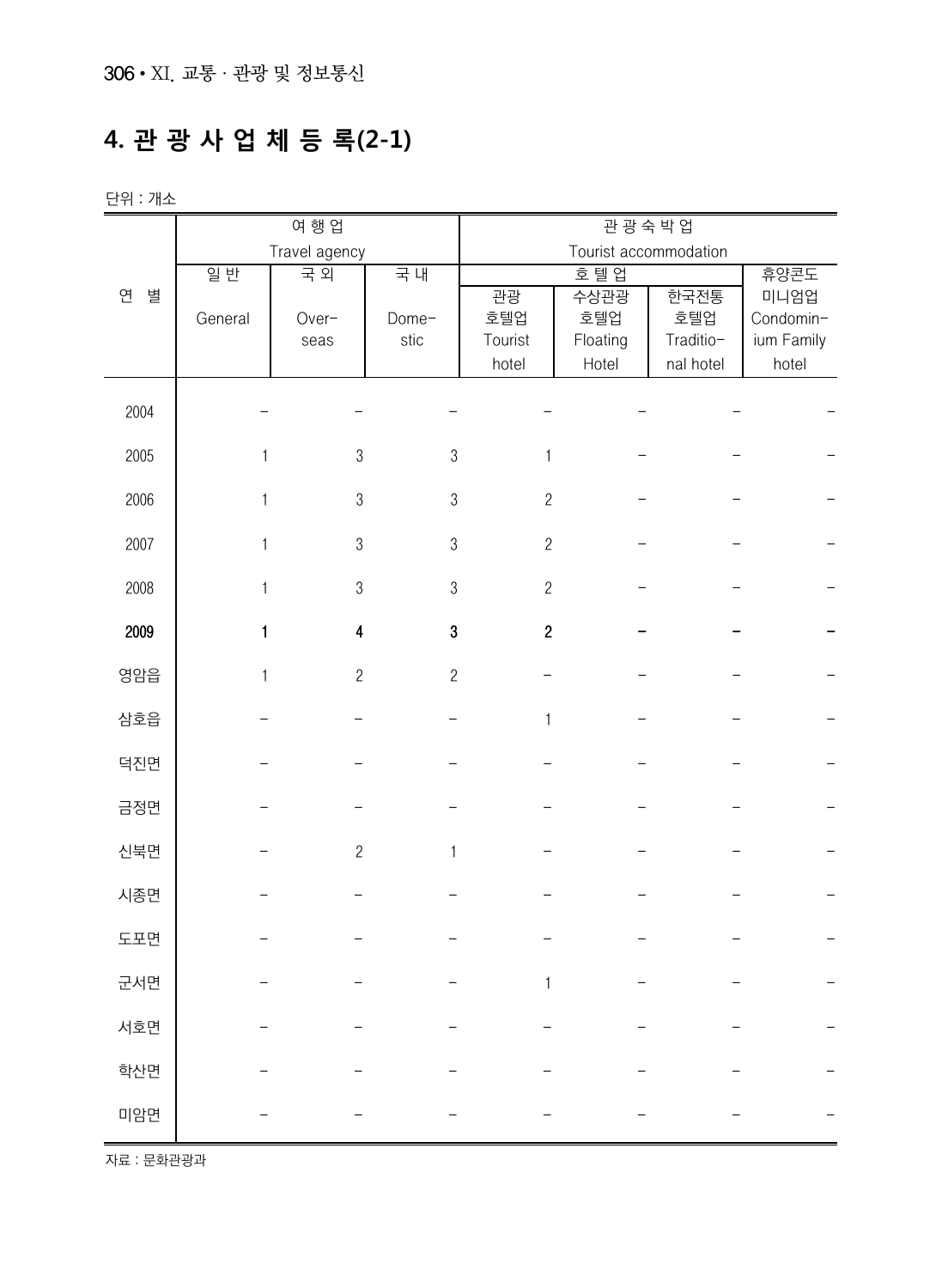# 4. 관 광 사 업 체 등 록(2-1)

단위 : 개소

| 연 별 | 여 행 업 Travel agency | | | 관 광 숙 박 업 Tourist accommodation | | | |
|---|---|---|---|---|---|---|---|
| | 일 반 General | 국 외 Over-seas | 국 내 Dome-stic | 호 텔 업 | | | 휴양콘도 미니엄업 Condomin-ium Family hotel |
| | | | | 관광 호텔업 Tourist hotel | 수상관광 호텔업 Floating Hotel | 한국전통 호텔업 Traditio-nal hotel | |
| 2004 | - | - | - | - | - | - | - |
| 2005 | 1 | 3 | 3 | 1 | - | - | - |
| 2006 | 1 | 3 | 3 | 2 | - | - | - |
| 2007 | 1 | 3 | 3 | 2 | - | - | - |
| 2008 | 1 | 3 | 3 | 2 | - | - | - |
| **2009** | **1** | **4** | **3** | **2** | **-** | **-** | **-** |
| 영암읍 | 1 | 2 | 2 | - | - | - | - |
| 삼호읍 | - | - | - | 1 | - | - | - |
| 덕진면 | - | - | - | - | - | - | - |
| 금정면 | - | - | - | - | - | - | - |
| 신북면 | - | 2 | 1 | - | - | - | - |
| 시종면 | - | - | - | - | - | - | - |
| 도포면 | - | - | - | - | - | - | - |
| 군서면 | - | - | - | 1 | - | - | - |
| 서호면 | - | - | - | - | - | - | - |
| 학산면 | - | - | - | - | - | - | - |
| 미암면 | - | - | - | - | - | - | - |

자료 : 문화관광과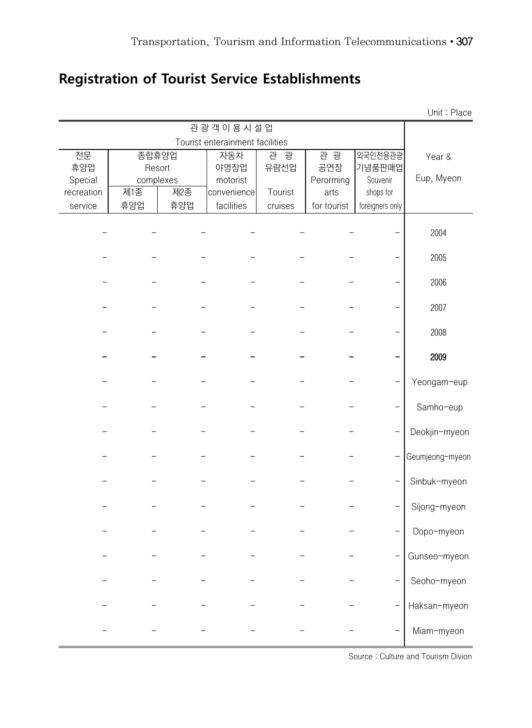## Registration of Tourist Service Establishments

Unit : Place

| 관광객이용시설업 Tourist enterainment facilities | | | | | | | Year & Eup, Myeon |
|---|---|---|---|---|---|---|---|
| 전문 휴양업 Special recreation service | 종합휴양업 Resort complexes | | 자동차 야영장업 motorist convenience facilities | 관 광 유람선업 Tourist cruises | 관 광 공연장 Perorming arts for tourist | 외국인전용관광 기념품판매업 Souvenir shops for foreigners only | |
| | 제1종 휴양업 | 제2종 휴양업 | | | | | |
| - | - | - | - | - | - | - | 2004 |
| - | - | - | - | - | - | - | 2005 |
| - | - | - | - | - | - | - | 2006 |
| - | - | - | - | - | - | - | 2007 |
| - | - | - | - | - | - | - | 2008 |
| **-** | **-** | **-** | **-** | **-** | **-** | **-** | **2009** |
| - | - | - | - | - | - | - | Yeongam-eup |
| - | - | - | - | - | - | - | Samho-eup |
| - | - | - | - | - | - | - | Deokjin-myeon |
| - | - | - | - | - | - | - | Geumjeong-myeon |
| - | - | - | - | - | - | - | Sinbuk-myeon |
| - | - | - | - | - | - | - | Sijong-myeon |
| - | - | - | - | - | - | - | Dopo-myeon |
| - | - | - | - | - | - | - | Gunseo-myeon |
| - | - | - | - | - | - | - | Seoho-myeon |
| - | - | - | - | - | - | - | Haksan-myeon |
| - | - | - | - | - | - | - | Miam-myeon |

Source : Culture and Tourism Divion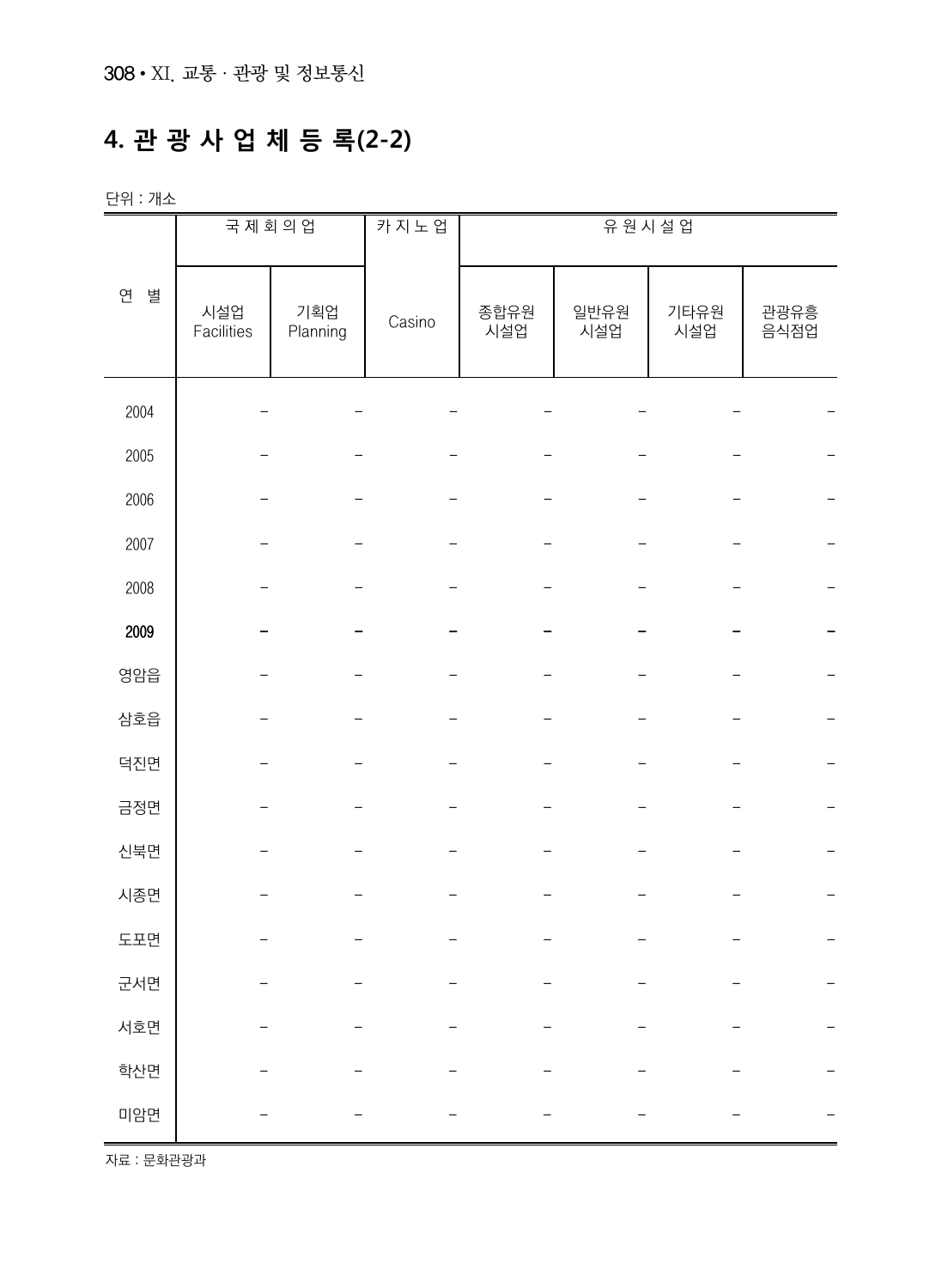## 4. 관 광 사 업 체 등 록(2-2)

단위 : 개소

| 연 별 | 국제회의업 | | 카지노업 | 유원시설업 | | | |
|---|---|---|---|---|---|---|---|
| | 시설업 Facilities | 기획업 Planning | Casino | 종합유원 시설업 | 일반유원 시설업 | 기타유원 시설업 | 관광유흥 음식점업 |
| 2004 | − | − | − | − | − | − | − |
| 2005 | − | − | − | − | − | − | − |
| 2006 | − | − | − | − | − | − | − |
| 2007 | − | − | − | − | − | − | − |
| 2008 | − | − | − | − | − | − | − |
| **2009** | **−** | **−** | **−** | **−** | **−** | **−** | **−** |
| 영암읍 | − | − | − | − | − | − | − |
| 삼호읍 | − | − | − | − | − | − | − |
| 덕진면 | − | − | − | − | − | − | − |
| 금정면 | − | − | − | − | − | − | − |
| 신북면 | − | − | − | − | − | − | − |
| 시종면 | − | − | − | − | − | − | − |
| 도포면 | − | − | − | − | − | − | − |
| 군서면 | − | − | − | − | − | − | − |
| 서호면 | − | − | − | − | − | − | − |
| 학산면 | − | − | − | − | − | − | − |
| 미암면 | − | − | − | − | − | − | − |

자료 : 문화관광과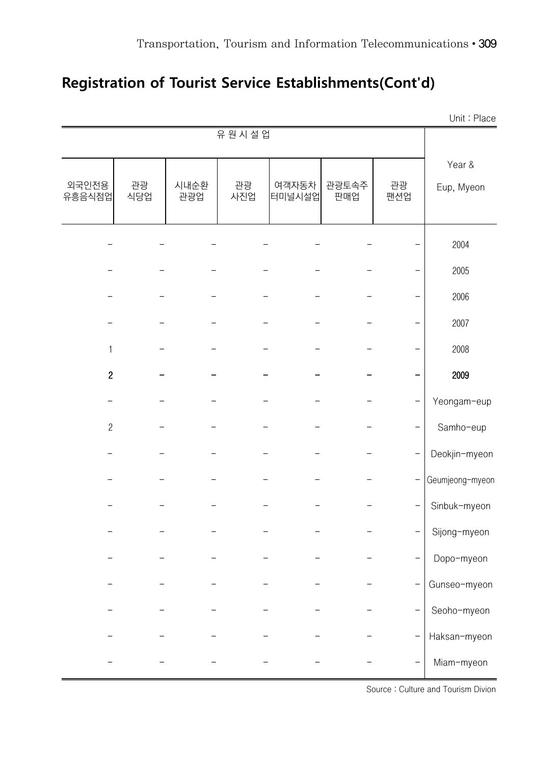## Registration of Tourist Service Establishments(Cont'd)

Unit : Place

| 유 원 시 설 업 | | | | | | | Year & Eup, Myeon |
|---|---|---|---|---|---|---|---|
| 외국인전용 유흥음식점업 | 관광 식당업 | 시내순환 관광업 | 관광 사진업 | 여객자동차 터미널시설업 | 관광토속주 판매업 | 관광 팬션업 | |
| – | – | – | – | – | – | – | 2004 |
| – | – | – | – | – | – | – | 2005 |
| – | – | – | – | – | – | – | 2006 |
| – | – | – | – | – | – | – | 2007 |
| 1 | – | – | – | – | – | – | 2008 |
| **2** | **–** | **–** | **–** | **–** | **–** | **–** | **2009** |
| – | – | – | – | – | – | – | Yeongam-eup |
| 2 | – | – | – | – | – | – | Samho-eup |
| – | – | – | – | – | – | – | Deokjin-myeon |
| – | – | – | – | – | – | – | Geumjeong-myeon |
| – | – | – | – | – | – | – | Sinbuk-myeon |
| – | – | – | – | – | – | – | Sijong-myeon |
| – | – | – | – | – | – | – | Dopo-myeon |
| – | – | – | – | – | – | – | Gunseo-myeon |
| – | – | – | – | – | – | – | Seoho-myeon |
| – | – | – | – | – | – | – | Haksan-myeon |
| – | – | – | – | – | – | – | Miam-myeon |

Source : Culture and Tourism Divion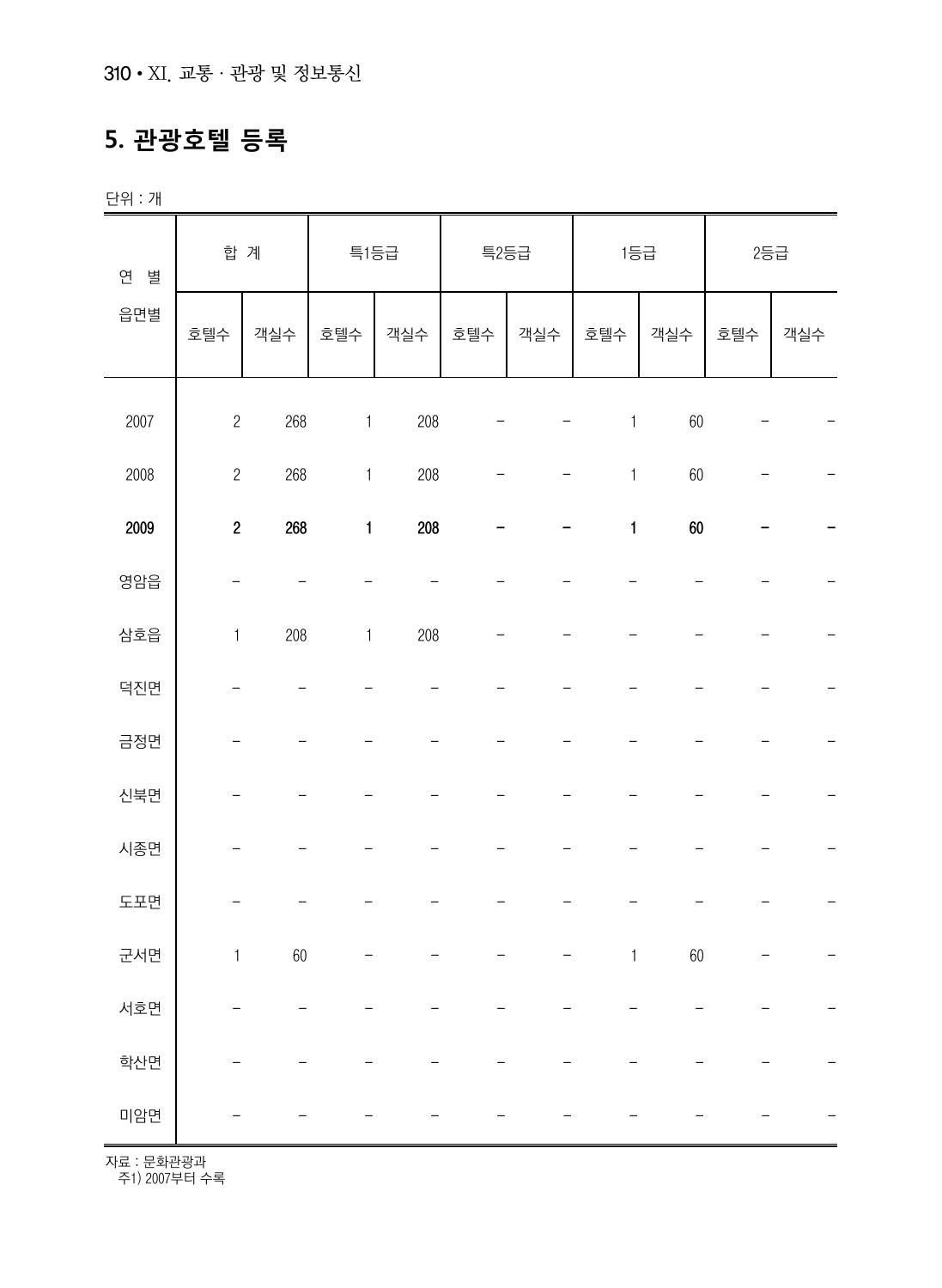## 5. 관광호텔 등록

단위 : 개

| 연 별<br>읍면별 | 합 계 | | 특1등급 | | 특2등급 | | 1등급 | | 2등급 | |
|---|---|---|---|---|---|---|---|---|---|---|
| | 호텔수 | 객실수 | 호텔수 | 객실수 | 호텔수 | 객실수 | 호텔수 | 객실수 | 호텔수 | 객실수 |
| 2007 | 2 | 268 | 1 | 208 | - | - | 1 | 60 | - | - |
| 2008 | 2 | 268 | 1 | 208 | - | - | 1 | 60 | - | - |
| **2009** | **2** | **268** | **1** | **208** | **-** | **-** | **1** | **60** | **-** | **-** |
| 영암읍 | - | - | - | - | - | - | - | - | - | - |
| 삼호읍 | 1 | 208 | 1 | 208 | - | - | - | - | - | - |
| 덕진면 | - | - | - | - | - | - | - | - | - | - |
| 금정면 | - | - | - | - | - | - | - | - | - | - |
| 신북면 | - | - | - | - | - | - | - | - | - | - |
| 시종면 | - | - | - | - | - | - | - | - | - | - |
| 도포면 | - | - | - | - | - | - | - | - | - | - |
| 군서면 | 1 | 60 | - | - | - | - | 1 | 60 | - | - |
| 서호면 | - | - | - | - | - | - | - | - | - | - |
| 학산면 | - | - | - | - | - | - | - | - | - | - |
| 미암면 | - | - | - | - | - | - | - | - | - | - |

자료 : 문화관광과
주1) 2007부터 수록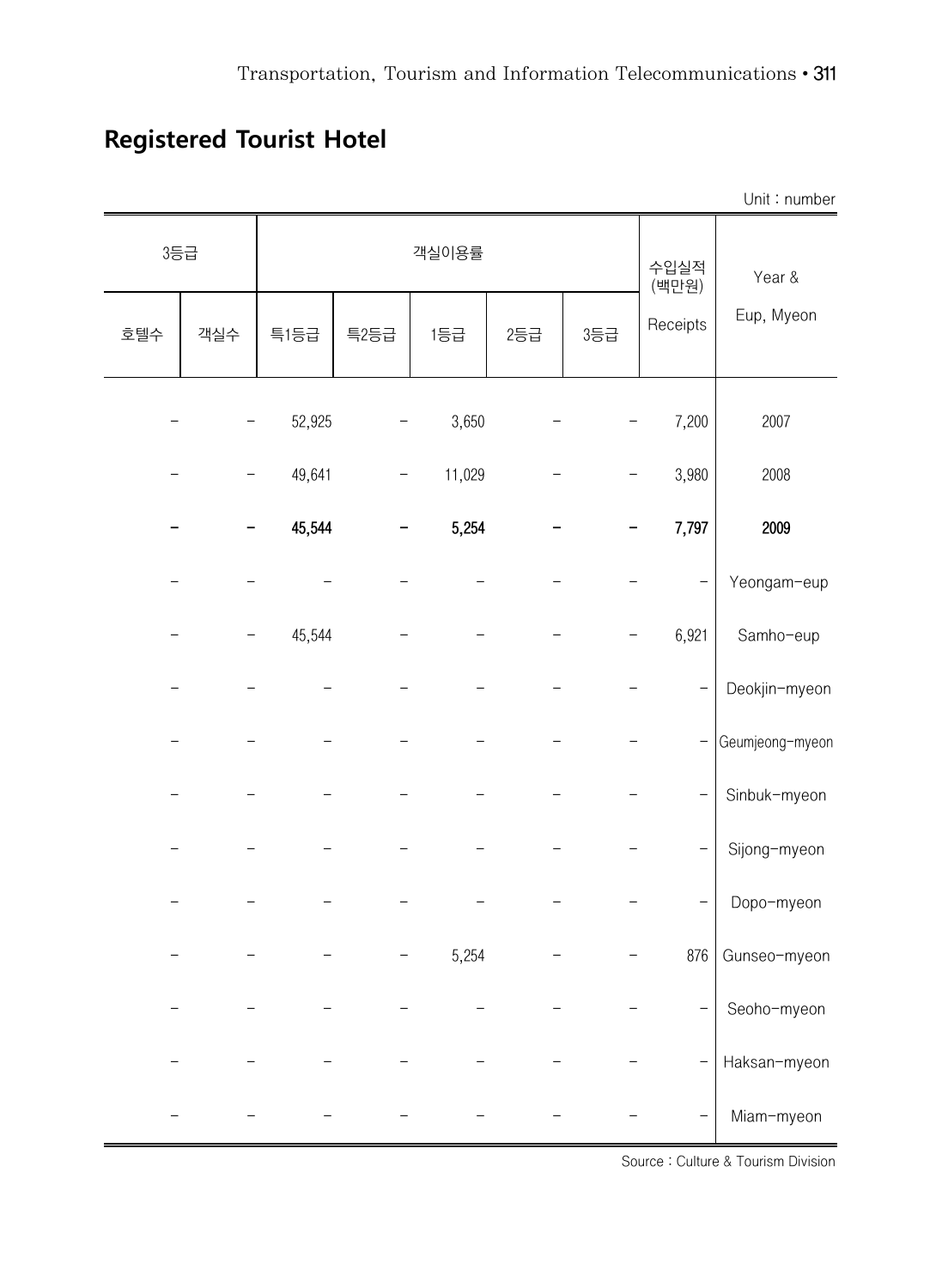## Registered Tourist Hotel

Unit : number

| 3등급 | | 객실이용률 | | | | | 수입실적 (백만원) | Year & |
|---|---|---|---|---|---|---|---|---|
| 호텔수 | 객실수 | 특1등급 | 특2등급 | 1등급 | 2등급 | 3등급 | Receipts | Eup, Myeon |
| – | – | 52,925 | – | 3,650 | – | – | 7,200 | 2007 |
| – | – | 49,641 | – | 11,029 | – | – | 3,980 | 2008 |
| **–** | **–** | **45,544** | **–** | **5,254** | **–** | **–** | **7,797** | **2009** |
| – | – | – | – | – | – | – | – | Yeongam-eup |
| – | – | 45,544 | – | – | – | – | 6,921 | Samho-eup |
| – | – | – | – | – | – | – | – | Deokjin-myeon |
| – | – | – | – | – | – | – | – | Geumjeong-myeon |
| – | – | – | – | – | – | – | – | Sinbuk-myeon |
| – | – | – | – | – | – | – | – | Sijong-myeon |
| – | – | – | – | – | – | – | – | Dopo-myeon |
| – | – | – | – | 5,254 | – | – | 876 | Gunseo-myeon |
| – | – | – | – | – | – | – | – | Seoho-myeon |
| – | – | – | – | – | – | – | – | Haksan-myeon |
| – | – | – | – | – | – | – | – | Miam-myeon |

Source : Culture & Tourism Division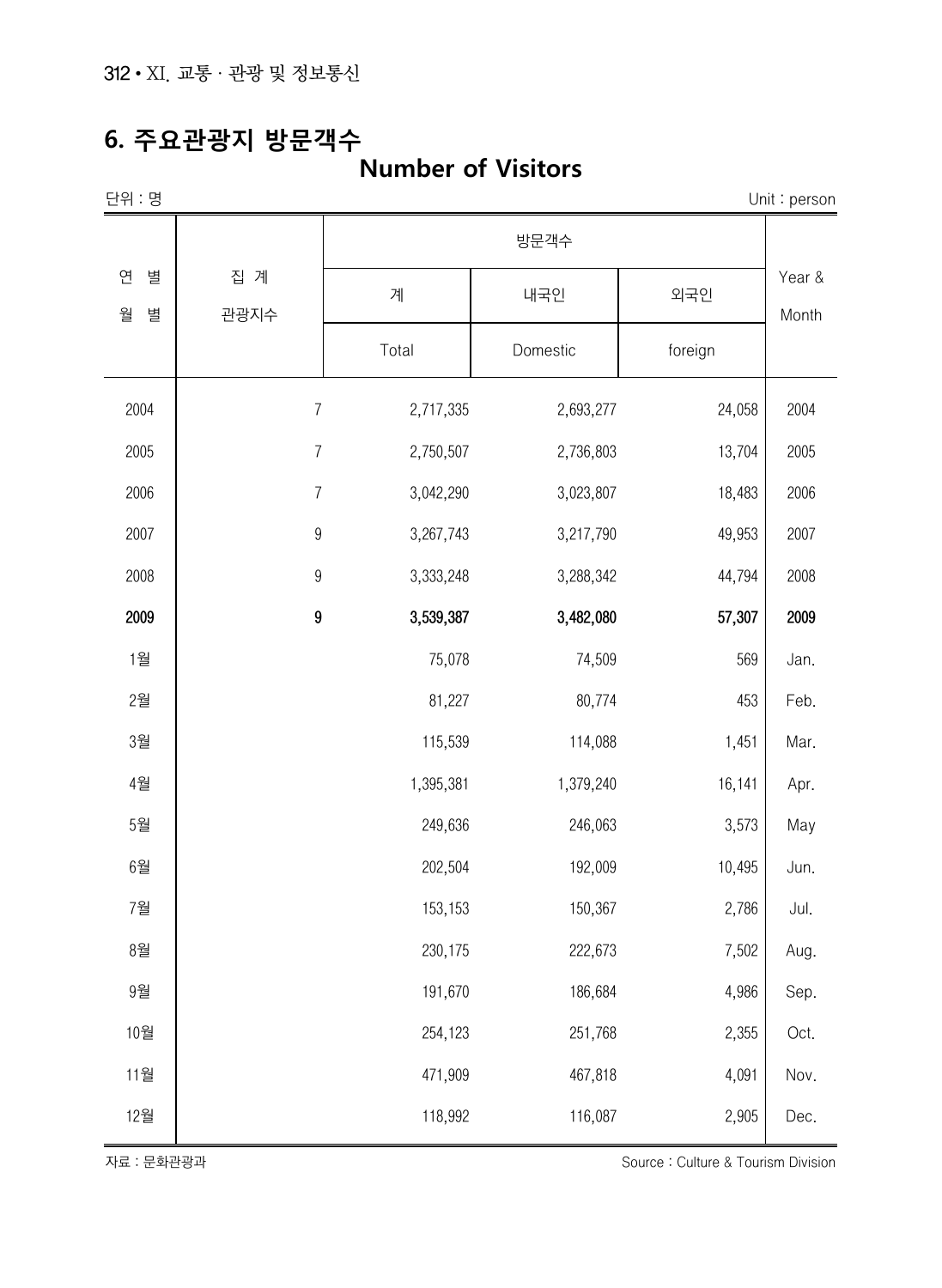## 6. 주요관광지 방문객수

**Number of Visitors**

단위 : 명 | Unit : person

| 연 별<br>월 별 | 집 계<br>관광지수 | 방문객수 | | | Year &<br>Month |
|---|---|---|---|---|---|
| | | 계<br>Total | 내국인<br>Domestic | 외국인<br>foreign | |
| 2004 | 7 | 2,717,335 | 2,693,277 | 24,058 | 2004 |
| 2005 | 7 | 2,750,507 | 2,736,803 | 13,704 | 2005 |
| 2006 | 7 | 3,042,290 | 3,023,807 | 18,483 | 2006 |
| 2007 | 9 | 3,267,743 | 3,217,790 | 49,953 | 2007 |
| 2008 | 9 | 3,333,248 | 3,288,342 | 44,794 | 2008 |
| **2009** | **9** | **3,539,387** | **3,482,080** | **57,307** | **2009** |
| 1월 | | 75,078 | 74,509 | 569 | Jan. |
| 2월 | | 81,227 | 80,774 | 453 | Feb. |
| 3월 | | 115,539 | 114,088 | 1,451 | Mar. |
| 4월 | | 1,395,381 | 1,379,240 | 16,141 | Apr. |
| 5월 | | 249,636 | 246,063 | 3,573 | May |
| 6월 | | 202,504 | 192,009 | 10,495 | Jun. |
| 7월 | | 153,153 | 150,367 | 2,786 | Jul. |
| 8월 | | 230,175 | 222,673 | 7,502 | Aug. |
| 9월 | | 191,670 | 186,684 | 4,986 | Sep. |
| 10월 | | 254,123 | 251,768 | 2,355 | Oct. |
| 11월 | | 471,909 | 467,818 | 4,091 | Nov. |
| 12월 | | 118,992 | 116,087 | 2,905 | Dec. |

자료 : 문화관광과 | Source : Culture & Tourism Division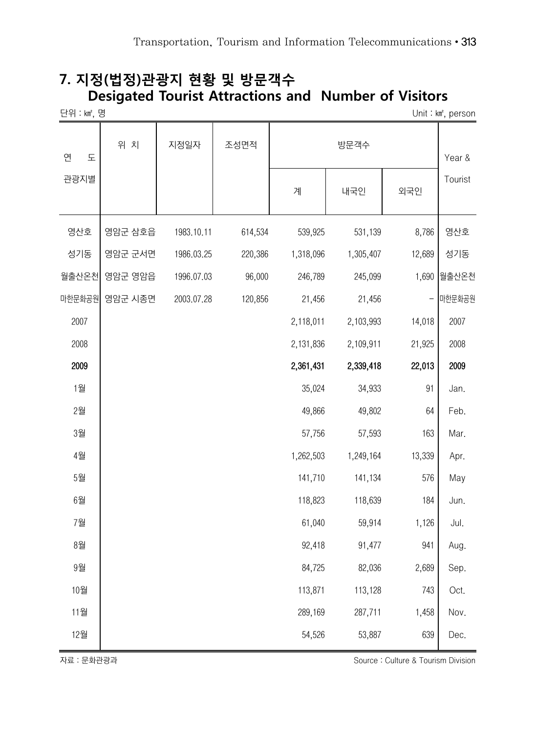# 7. 지정(법정)관광지 현황 및 방문객수
## Desigated Tourist Attractions and Number of Visitors

단위 : ㎢, 명 | Unit : ㎢, person

| 연 도<br>관광지별 | 위 치 | 지정일자 | 조성면적 | 방문객수 | | | Year &<br>Tourist |
|---|---|---|---|---|---|---|---|
| | | | | 계 | 내국인 | 외국인 | |
| 영산호 | 영암군 삼호읍 | 1983.10.11 | 614,534 | 539,925 | 531,139 | 8,786 | 영산호 |
| 성기동 | 영암군 군서면 | 1986.03.25 | 220,386 | 1,318,096 | 1,305,407 | 12,689 | 성기동 |
| 월출산온천 | 영암군 영암읍 | 1996.07.03 | 96,000 | 246,789 | 245,099 | 1,690 | 월출산온천 |
| 마한문화공원 | 영암군 시종면 | 2003.07.28 | 120,856 | 21,456 | 21,456 | - | 마한문화공원 |
| 2007 | | | | 2,118,011 | 2,103,993 | 14,018 | 2007 |
| 2008 | | | | 2,131,836 | 2,109,911 | 21,925 | 2008 |
| **2009** | | | | **2,361,431** | **2,339,418** | **22,013** | **2009** |
| 1월 | | | | 35,024 | 34,933 | 91 | Jan. |
| 2월 | | | | 49,866 | 49,802 | 64 | Feb. |
| 3월 | | | | 57,756 | 57,593 | 163 | Mar. |
| 4월 | | | | 1,262,503 | 1,249,164 | 13,339 | Apr. |
| 5월 | | | | 141,710 | 141,134 | 576 | May |
| 6월 | | | | 118,823 | 118,639 | 184 | Jun. |
| 7월 | | | | 61,040 | 59,914 | 1,126 | Jul. |
| 8월 | | | | 92,418 | 91,477 | 941 | Aug. |
| 9월 | | | | 84,725 | 82,036 | 2,689 | Sep. |
| 10월 | | | | 113,871 | 113,128 | 743 | Oct. |
| 11월 | | | | 289,169 | 287,711 | 1,458 | Nov. |
| 12월 | | | | 54,526 | 53,887 | 639 | Dec. |

자료 : 문화관광과 | Source : Culture & Tourism Division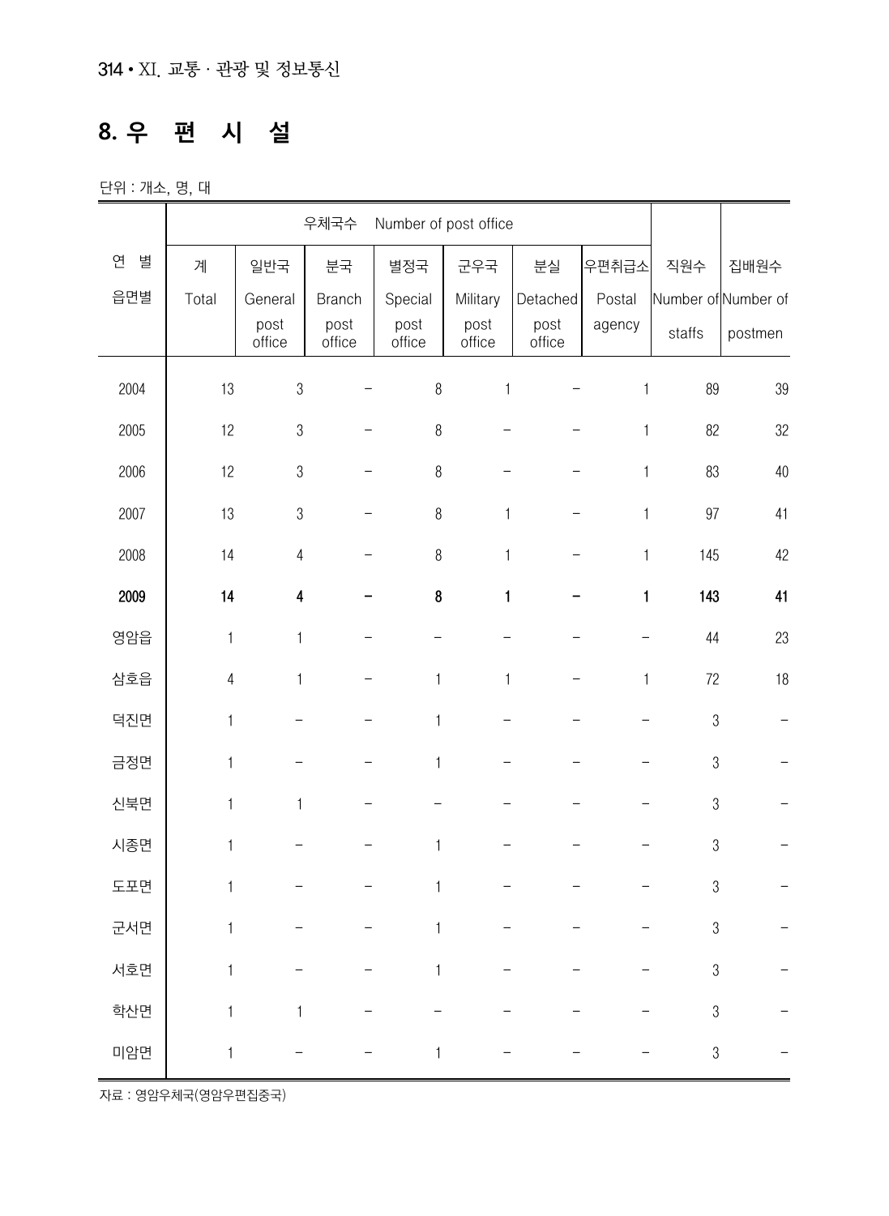# 8. 우 편 시 설

단위 : 개소, 명, 대

| 연 별<br>읍면별 | 우체국수 Number of post office | | | | | | | 직원수<br>Number of staffs | 집배원수<br>Number of postmen |
|---|---|---|---|---|---|---|---|---|---|
| | 계<br>Total | 일반국<br>General post office | 분국<br>Branch post office | 별정국<br>Special post office | 군우국<br>Military post office | 분실<br>Detached post office | 우편취급소<br>Postal agency | | |
| 2004 | 13 | 3 | – | 8 | 1 | – | 1 | 89 | 39 |
| 2005 | 12 | 3 | – | 8 | – | – | 1 | 82 | 32 |
| 2006 | 12 | 3 | – | 8 | – | – | 1 | 83 | 40 |
| 2007 | 13 | 3 | – | 8 | 1 | – | 1 | 97 | 41 |
| 2008 | 14 | 4 | – | 8 | 1 | – | 1 | 145 | 42 |
| **2009** | **14** | **4** | **–** | **8** | **1** | **–** | **1** | **143** | **41** |
| 영암읍 | 1 | 1 | – | – | – | – | – | 44 | 23 |
| 삼호읍 | 4 | 1 | – | 1 | 1 | – | 1 | 72 | 18 |
| 덕진면 | 1 | – | – | 1 | – | – | – | 3 | – |
| 금정면 | 1 | – | – | 1 | – | – | – | 3 | – |
| 신북면 | 1 | 1 | – | – | – | – | – | 3 | – |
| 시종면 | 1 | – | – | 1 | – | – | – | 3 | – |
| 도포면 | 1 | – | – | 1 | – | – | – | 3 | – |
| 군서면 | 1 | – | – | 1 | – | – | – | 3 | – |
| 서호면 | 1 | – | – | 1 | – | – | – | 3 | – |
| 학산면 | 1 | 1 | – | – | – | – | – | 3 | – |
| 미암면 | 1 | – | – | 1 | – | – | – | 3 | – |

자료 : 영암우체국(영암우편집중국)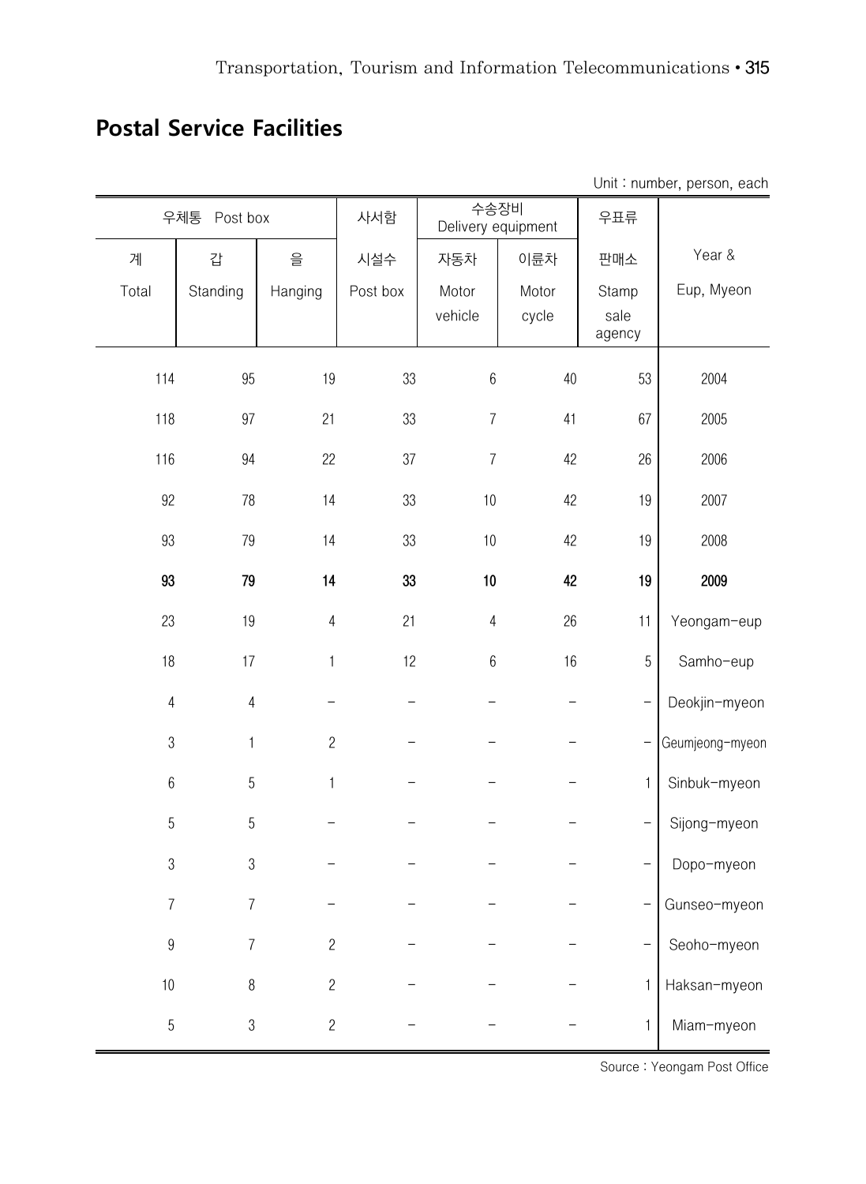## Postal Service Facilities

Unit : number, person, each

| 우체통 Post box | | | 사서함 | 수송장비 Delivery equipment | | 우표류 | Year & Eup, Myeon |
|---|---|---|---|---|---|---|---|
| 계 Total | 갑 Standing | 을 Hanging | 시설수 Post box | 자동차 Motor vehicle | 이륜차 Motor cycle | 판매소 Stamp sale agency | |
| 114 | 95 | 19 | 33 | 6 | 40 | 53 | 2004 |
| 118 | 97 | 21 | 33 | 7 | 41 | 67 | 2005 |
| 116 | 94 | 22 | 37 | 7 | 42 | 26 | 2006 |
| 92 | 78 | 14 | 33 | 10 | 42 | 19 | 2007 |
| 93 | 79 | 14 | 33 | 10 | 42 | 19 | 2008 |
| **93** | **79** | **14** | **33** | **10** | **42** | **19** | **2009** |
| 23 | 19 | 4 | 21 | 4 | 26 | 11 | Yeongam-eup |
| 18 | 17 | 1 | 12 | 6 | 16 | 5 | Samho-eup |
| 4 | 4 | - | - | - | - | - | Deokjin-myeon |
| 3 | 1 | 2 | - | - | - | - | Geumjeong-myeon |
| 6 | 5 | 1 | - | - | - | 1 | Sinbuk-myeon |
| 5 | 5 | - | - | - | - | - | Sijong-myeon |
| 3 | 3 | - | - | - | - | - | Dopo-myeon |
| 7 | 7 | - | - | - | - | - | Gunseo-myeon |
| 9 | 7 | 2 | - | - | - | - | Seoho-myeon |
| 10 | 8 | 2 | - | - | - | 1 | Haksan-myeon |
| 5 | 3 | 2 | - | - | - | 1 | Miam-myeon |

Source : Yeongam Post Office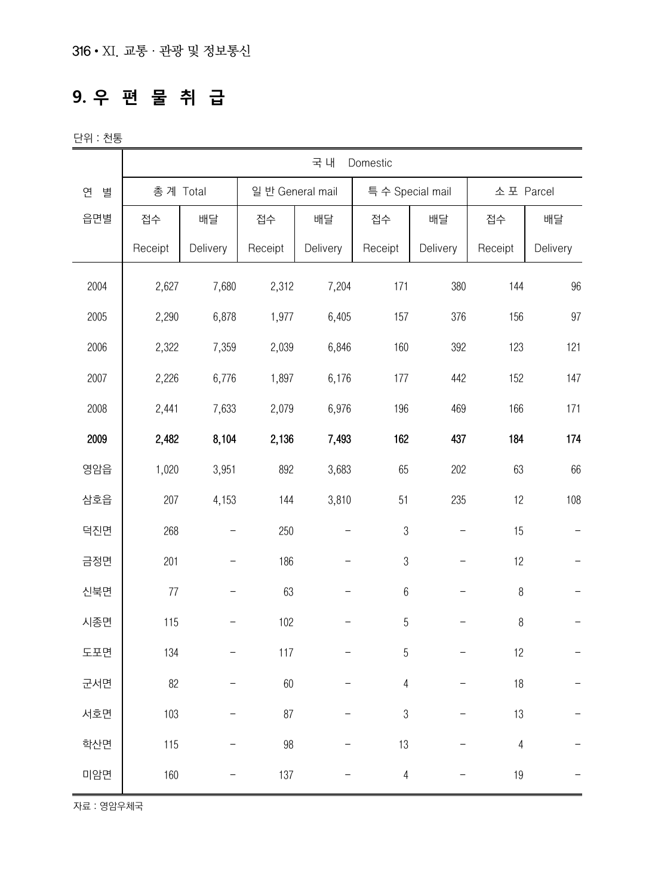## 9. 우 편 물 취 급

단위 : 천통

| 연 별 읍면별 | 국 내 Domestic | | | | | | | |
|---|---|---|---|---|---|---|---|---|
| | 총 계 Total | | 일 반 General mail | | 특 수 Special mail | | 소 포 Parcel | |
| | 접수 Receipt | 배달 Delivery | 접수 Receipt | 배달 Delivery | 접수 Receipt | 배달 Delivery | 접수 Receipt | 배달 Delivery |
| 2004 | 2,627 | 7,680 | 2,312 | 7,204 | 171 | 380 | 144 | 96 |
| 2005 | 2,290 | 6,878 | 1,977 | 6,405 | 157 | 376 | 156 | 97 |
| 2006 | 2,322 | 7,359 | 2,039 | 6,846 | 160 | 392 | 123 | 121 |
| 2007 | 2,226 | 6,776 | 1,897 | 6,176 | 177 | 442 | 152 | 147 |
| 2008 | 2,441 | 7,633 | 2,079 | 6,976 | 196 | 469 | 166 | 171 |
| **2009** | **2,482** | **8,104** | **2,136** | **7,493** | **162** | **437** | **184** | **174** |
| 영암읍 | 1,020 | 3,951 | 892 | 3,683 | 65 | 202 | 63 | 66 |
| 삼호읍 | 207 | 4,153 | 144 | 3,810 | 51 | 235 | 12 | 108 |
| 덕진면 | 268 | - | 250 | - | 3 | - | 15 | - |
| 금정면 | 201 | - | 186 | - | 3 | - | 12 | - |
| 신북면 | 77 | - | 63 | - | 6 | - | 8 | - |
| 시종면 | 115 | - | 102 | - | 5 | - | 8 | - |
| 도포면 | 134 | - | 117 | - | 5 | - | 12 | - |
| 군서면 | 82 | - | 60 | - | 4 | - | 18 | - |
| 서호면 | 103 | - | 87 | - | 3 | - | 13 | - |
| 학산면 | 115 | - | 98 | - | 13 | - | 4 | - |
| 미암면 | 160 | - | 137 | - | 4 | - | 19 | - |

자료 : 영암우체국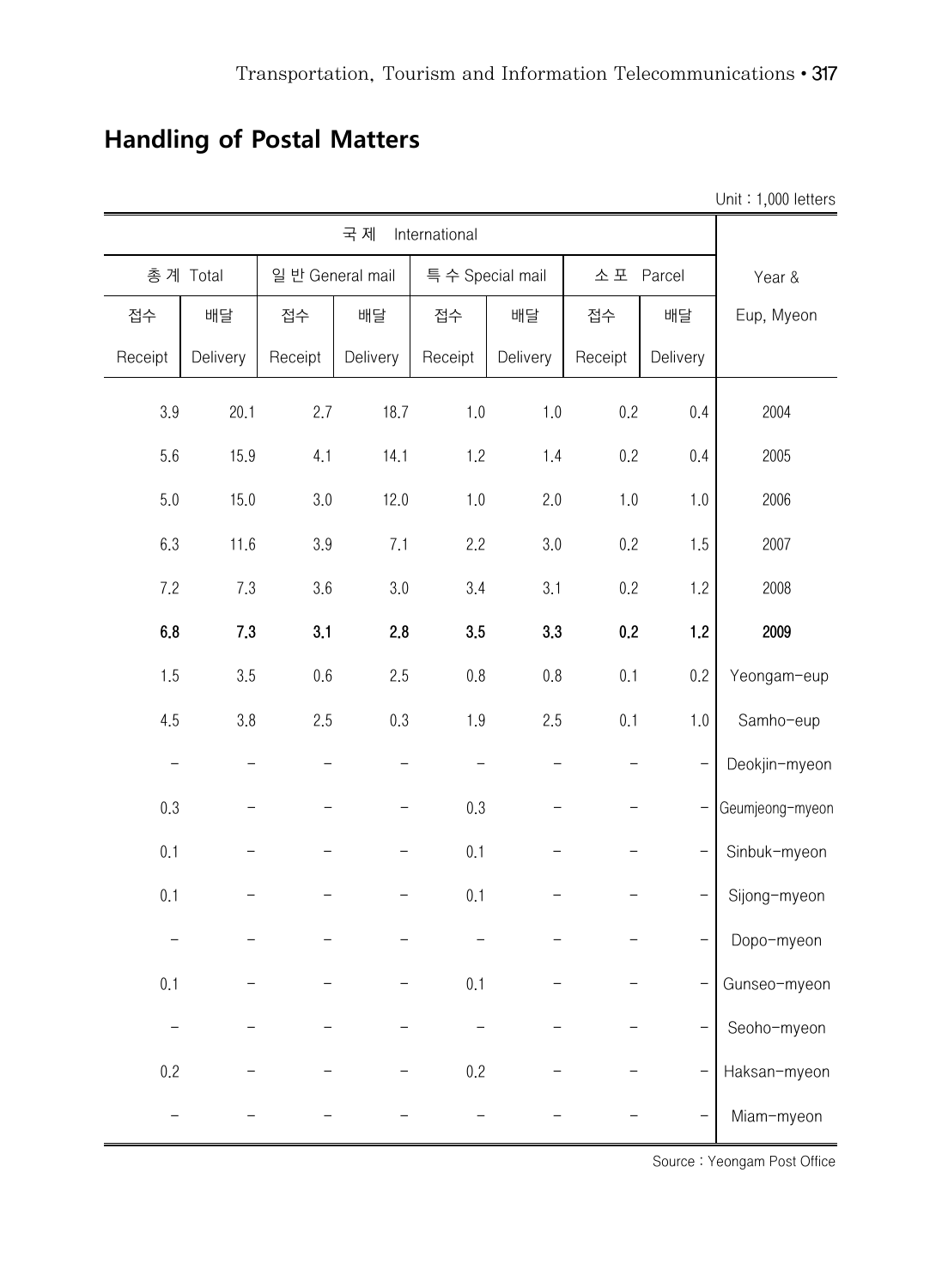## Handling of Postal Matters

Unit : 1,000 letters

| 국 제 International | | | | | | | | Year & Eup, Myeon |
|---|---|---|---|---|---|---|---|---|
| 총 계 Total | | 일 반 General mail | | 특 수 Special mail | | 소 포 Parcel | | |
| 접수 Receipt | 배달 Delivery | 접수 Receipt | 배달 Delivery | 접수 Receipt | 배달 Delivery | 접수 Receipt | 배달 Delivery | |
| 3.9 | 20.1 | 2.7 | 18.7 | 1.0 | 1.0 | 0.2 | 0.4 | 2004 |
| 5.6 | 15.9 | 4.1 | 14.1 | 1.2 | 1.4 | 0.2 | 0.4 | 2005 |
| 5.0 | 15.0 | 3.0 | 12.0 | 1.0 | 2.0 | 1.0 | 1.0 | 2006 |
| 6.3 | 11.6 | 3.9 | 7.1 | 2.2 | 3.0 | 0.2 | 1.5 | 2007 |
| 7.2 | 7.3 | 3.6 | 3.0 | 3.4 | 3.1 | 0.2 | 1.2 | 2008 |
| **6.8** | **7.3** | **3.1** | **2.8** | **3.5** | **3.3** | **0.2** | **1.2** | **2009** |
| 1.5 | 3.5 | 0.6 | 2.5 | 0.8 | 0.8 | 0.1 | 0.2 | Yeongam-eup |
| 4.5 | 3.8 | 2.5 | 0.3 | 1.9 | 2.5 | 0.1 | 1.0 | Samho-eup |
| - | - | - | - | - | - | - | - | Deokjin-myeon |
| 0.3 | - | - | - | 0.3 | - | - | - | Geumjeong-myeon |
| 0.1 | - | - | - | 0.1 | - | - | - | Sinbuk-myeon |
| 0.1 | - | - | - | 0.1 | - | - | - | Sijong-myeon |
| - | - | - | - | - | - | - | - | Dopo-myeon |
| 0.1 | - | - | - | 0.1 | - | - | - | Gunseo-myeon |
| - | - | - | - | - | - | - | - | Seoho-myeon |
| 0.2 | - | - | - | 0.2 | - | - | - | Haksan-myeon |
| - | - | - | - | - | - | - | - | Miam-myeon |

Source : Yeongam Post Office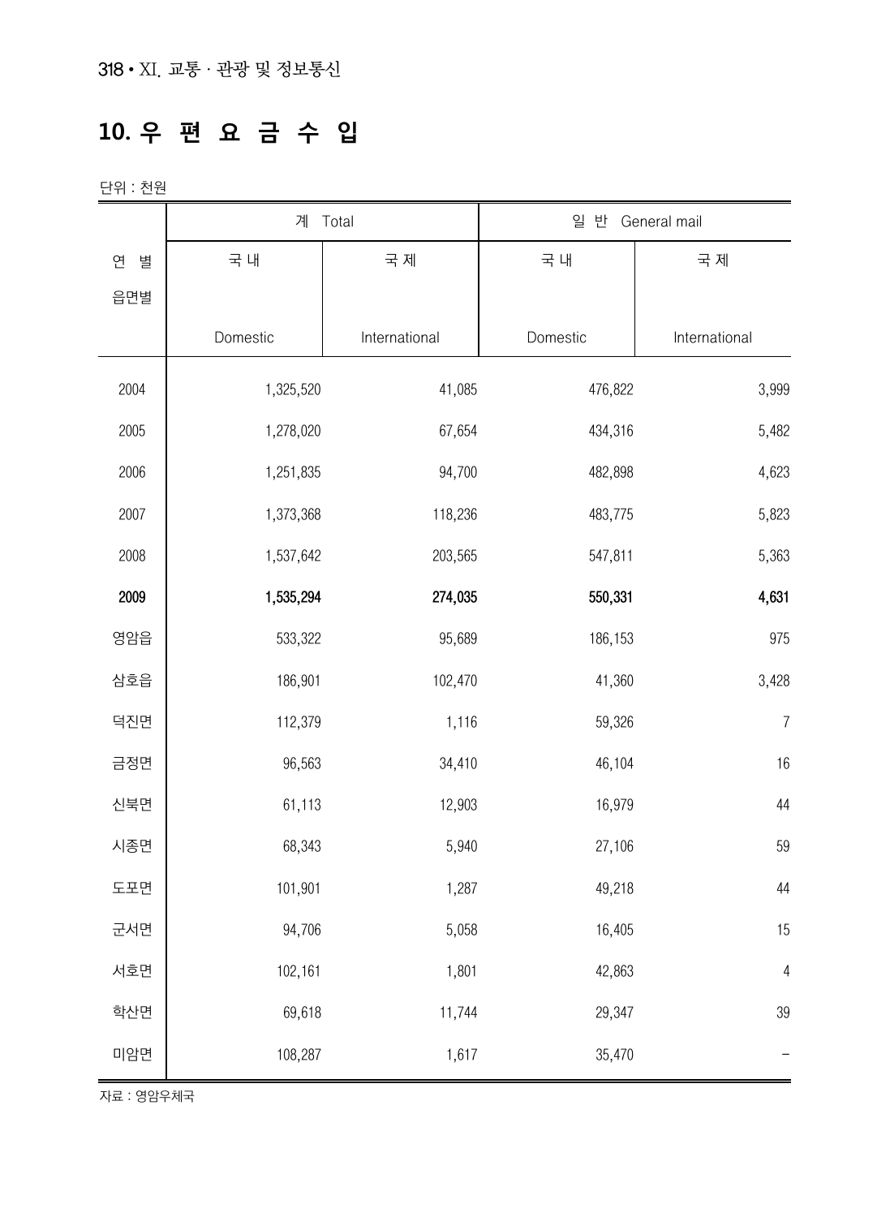## 10. 우 편 요 금 수 입

단위 : 천원

| 연 별<br>읍면별 | 계 Total | | 일 반 General mail | |
|---|---|---|---|---|
| | 국 내<br>Domestic | 국 제<br>International | 국 내<br>Domestic | 국 제<br>International |
| 2004 | 1,325,520 | 41,085 | 476,822 | 3,999 |
| 2005 | 1,278,020 | 67,654 | 434,316 | 5,482 |
| 2006 | 1,251,835 | 94,700 | 482,898 | 4,623 |
| 2007 | 1,373,368 | 118,236 | 483,775 | 5,823 |
| 2008 | 1,537,642 | 203,565 | 547,811 | 5,363 |
| **2009** | **1,535,294** | **274,035** | **550,331** | **4,631** |
| 영암읍 | 533,322 | 95,689 | 186,153 | 975 |
| 삼호읍 | 186,901 | 102,470 | 41,360 | 3,428 |
| 덕진면 | 112,379 | 1,116 | 59,326 | 7 |
| 금정면 | 96,563 | 34,410 | 46,104 | 16 |
| 신북면 | 61,113 | 12,903 | 16,979 | 44 |
| 시종면 | 68,343 | 5,940 | 27,106 | 59 |
| 도포면 | 101,901 | 1,287 | 49,218 | 44 |
| 군서면 | 94,706 | 5,058 | 16,405 | 15 |
| 서호면 | 102,161 | 1,801 | 42,863 | 4 |
| 학산면 | 69,618 | 11,744 | 29,347 | 39 |
| 미암면 | 108,287 | 1,617 | 35,470 | - |

자료 : 영암우체국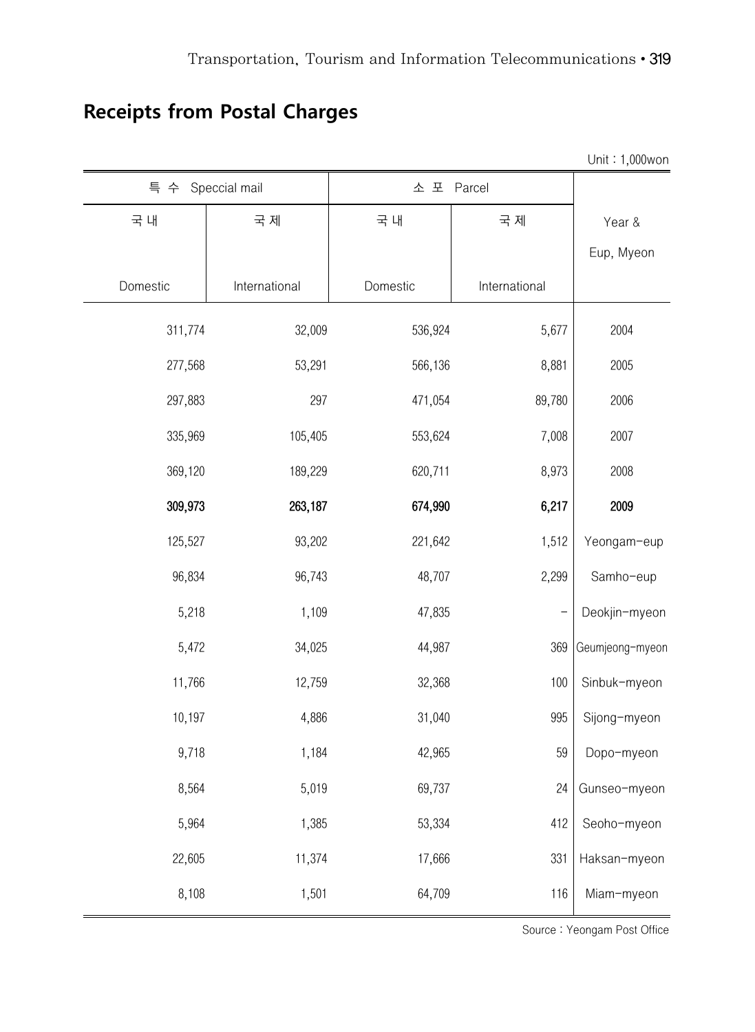## Receipts from Postal Charges

Unit : 1,000won

| 특 수 Speccial mail | | 소 포 Parcel | | Year & Eup, Myeon |
|---|---|---|---|---|
| 국 내 Domestic | 국 제 International | 국 내 Domestic | 국 제 International | |
| 311,774 | 32,009 | 536,924 | 5,677 | 2004 |
| 277,568 | 53,291 | 566,136 | 8,881 | 2005 |
| 297,883 | 297 | 471,054 | 89,780 | 2006 |
| 335,969 | 105,405 | 553,624 | 7,008 | 2007 |
| 369,120 | 189,229 | 620,711 | 8,973 | 2008 |
| **309,973** | **263,187** | **674,990** | **6,217** | **2009** |
| 125,527 | 93,202 | 221,642 | 1,512 | Yeongam-eup |
| 96,834 | 96,743 | 48,707 | 2,299 | Samho-eup |
| 5,218 | 1,109 | 47,835 | - | Deokjin-myeon |
| 5,472 | 34,025 | 44,987 | 369 | Geumjeong-myeon |
| 11,766 | 12,759 | 32,368 | 100 | Sinbuk-myeon |
| 10,197 | 4,886 | 31,040 | 995 | Sijong-myeon |
| 9,718 | 1,184 | 42,965 | 59 | Dopo-myeon |
| 8,564 | 5,019 | 69,737 | 24 | Gunseo-myeon |
| 5,964 | 1,385 | 53,334 | 412 | Seoho-myeon |
| 22,605 | 11,374 | 17,666 | 331 | Haksan-myeon |
| 8,108 | 1,501 | 64,709 | 116 | Miam-myeon |

Source : Yeongam Post Office